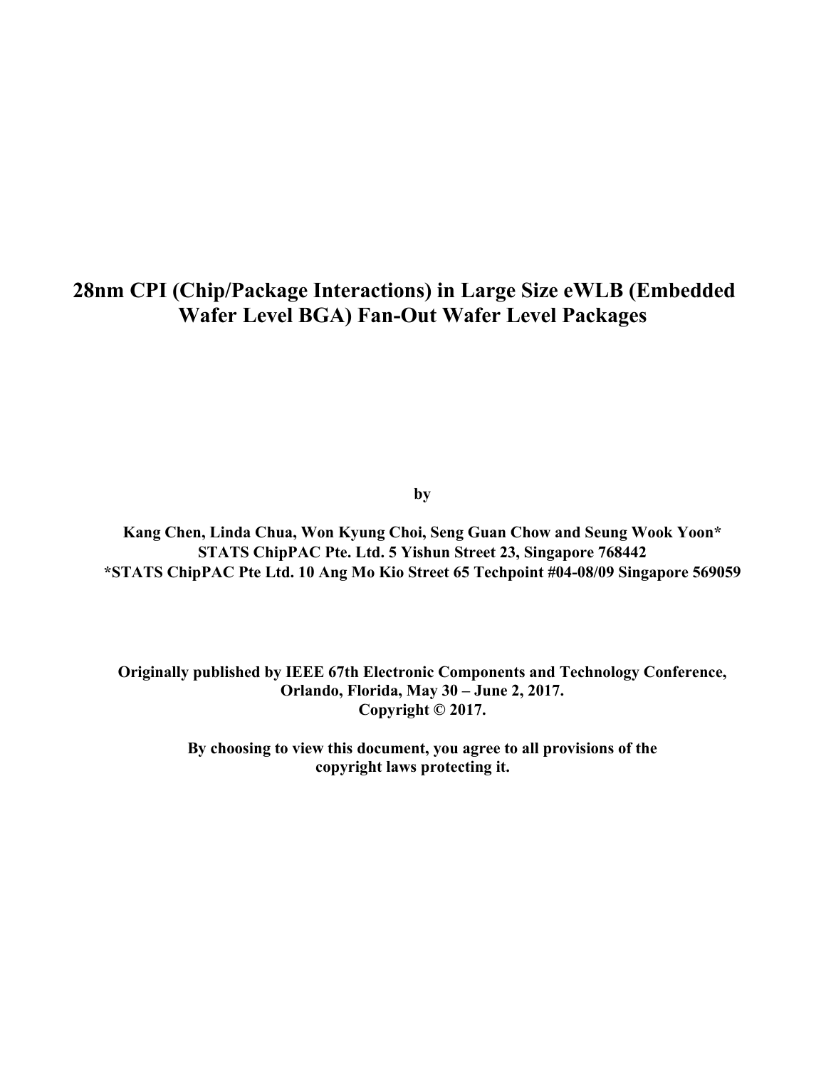# 28nm CPI (Chip/Package Interactions) in Large Size eWLB (Embedded Wafer Level BGA) Fan-Out Wafer Level Packages

**by**

**Kang Chen, Linda Chua, Won Kyung Choi, Seng Guan Chow and Seung Wook Yoon***
**STATS ChipPAC Pte. Ltd. 5 Yishun Street 23, Singapore 768442**
***STATS ChipPAC Pte Ltd. 10 Ang Mo Kio Street 65 Techpoint #04-08/09 Singapore 569059**

**Originally published by IEEE 67th Electronic Components and Technology Conference, Orlando, Florida, May 30 – June 2, 2017.**
**Copyright © 2017.**

**By choosing to view this document, you agree to all provisions of the copyright laws protecting it.**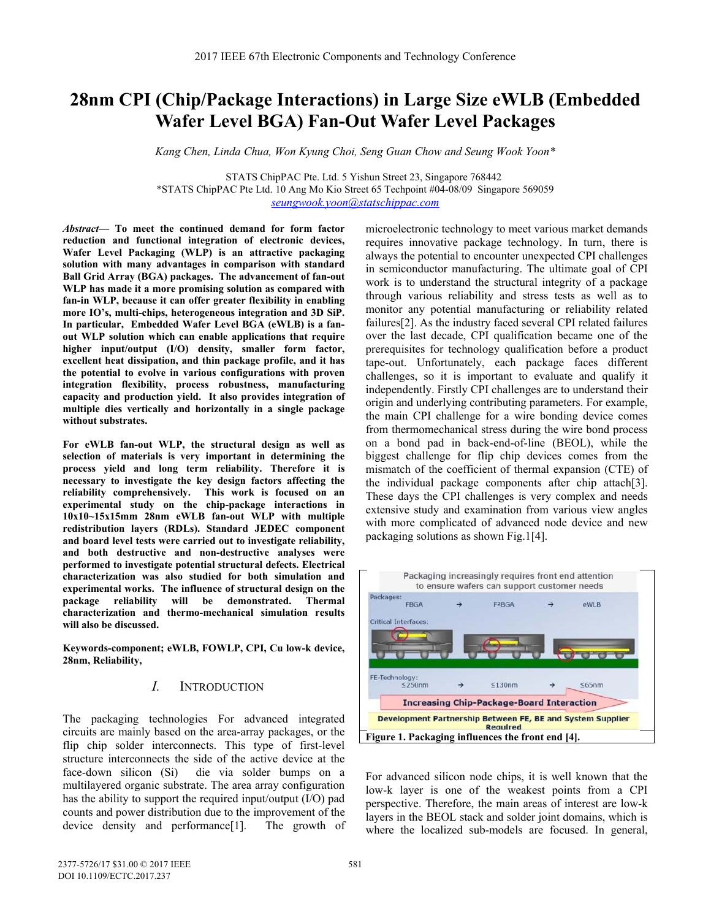# 28nm CPI (Chip/Package Interactions) in Large Size eWLB (Embedded Wafer Level BGA) Fan-Out Wafer Level Packages

*Kang Chen, Linda Chua, Won Kyung Choi, Seng Guan Chow and Seung Wook Yoon**

STATS ChipPAC Pte. Ltd. 5 Yishun Street 23, Singapore 768442
*STATS ChipPAC Pte Ltd. 10 Ang Mo Kio Street 65 Techpoint #04-08/09 Singapore 569059
seungwook.yoon@statschippac.com

***Abstract*— To meet the continued demand for form factor reduction and functional integration of electronic devices, Wafer Level Packaging (WLP) is an attractive packaging solution with many advantages in comparison with standard Ball Grid Array (BGA) packages. The advancement of fan-out WLP has made it a more promising solution as compared with fan-in WLP, because it can offer greater flexibility in enabling more IO's, multi-chips, heterogeneous integration and 3D SiP. In particular, Embedded Wafer Level BGA (eWLB) is a fan-out WLP solution which can enable applications that require higher input/output (I/O) density, smaller form factor, excellent heat dissipation, and thin package profile, and it has the potential to evolve in various configurations with proven integration flexibility, process robustness, manufacturing capacity and production yield. It also provides integration of multiple dies vertically and horizontally in a single package without substrates.**

**For eWLB fan-out WLP, the structural design as well as selection of materials is very important in determining the process yield and long term reliability. Therefore it is necessary to investigate the key design factors affecting the reliability comprehensively. This work is focused on an experimental study on the chip-package interactions in 10x10~15x15mm 28nm eWLB fan-out WLP with multiple redistribution layers (RDLs). Standard JEDEC component and board level tests were carried out to investigate reliability, and both destructive and non-destructive analyses were performed to investigate potential structural defects. Electrical characterization was also studied for both simulation and experimental works. The influence of structural design on the package reliability will be demonstrated. Thermal characterization and thermo-mechanical simulation results will also be discussed.**

**Keywords-component; eWLB, FOWLP, CPI, Cu low-k device, 28nm, Reliability,**

## I. INTRODUCTION

The packaging technologies For advanced integrated circuits are mainly based on the area-array packages, or the flip chip solder interconnects. This type of first-level structure interconnects the side of the active device at the face-down silicon (Si) die via solder bumps on a multilayered organic substrate. The area array configuration has the ability to support the required input/output (I/O) pad counts and power distribution due to the improvement of the device density and performance[1]. The growth of microelectronic technology to meet various market demands requires innovative package technology. In turn, there is always the potential to encounter unexpected CPI challenges in semiconductor manufacturing. The ultimate goal of CPI work is to understand the structural integrity of a package through various reliability and stress tests as well as to monitor any potential manufacturing or reliability related failures[2]. As the industry faced several CPI related failures over the last decade, CPI qualification became one of the prerequisites for technology qualification before a product tape-out. Unfortunately, each package faces different challenges, so it is important to evaluate and qualify it independently. Firstly CPI challenges are to understand their origin and underlying contributing parameters. For example, the main CPI challenge for a wire bonding device comes from thermomechanical stress during the wire bond process on a bond pad in back-end-of-line (BEOL), while the biggest challenge for flip chip devices comes from the mismatch of the coefficient of thermal expansion (CTE) of the individual package components after chip attach[3]. These days the CPI challenges is very complex and needs extensive study and examination from various view angles with more complicated of advanced node device and new packaging solutions as shown Fig.1[4].

Packaging increasingly requires front end attention to ensure wafers can support customer needs

Packages: FBGA → F²BGA → eWLB

Critical Interfaces:

FE-Technology: ≤250nm → ≤130nm → ≤65nm

Increasing Chip-Package-Board Interaction

Development Partnership Between FE, BE and System Supplier Required

**Figure 1. Packaging influences the front end [4].**

For advanced silicon node chips, it is well known that the low-k layer is one of the weakest points from a CPI perspective. Therefore, the main areas of interest are low-k layers in the BEOL stack and solder joint domains, which is where the localized sub-models are focused. In general,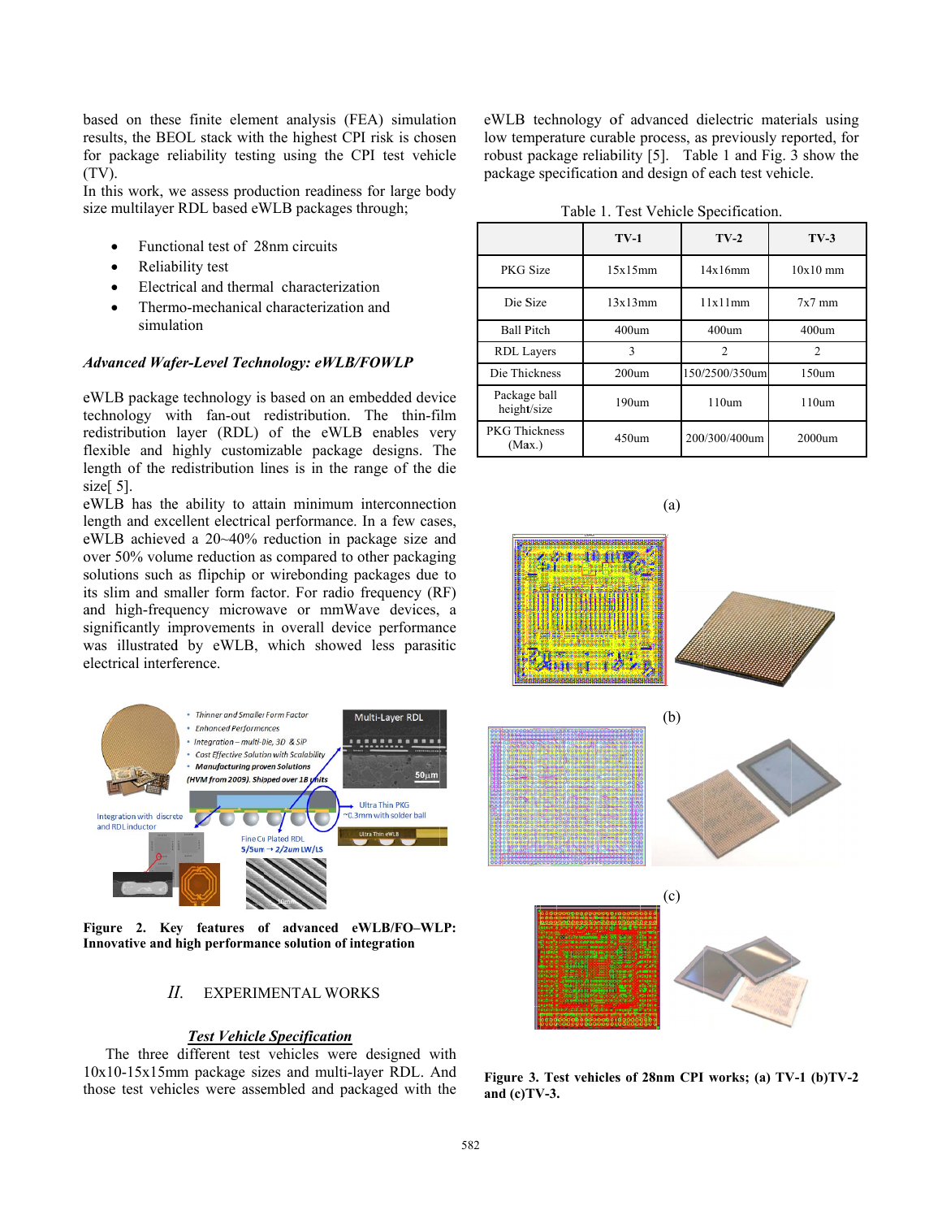based on these finite element analysis (FEA) simulation results, the BEOL stack with the highest CPI risk is chosen for package reliability testing using the CPI test vehicle (TV).

In this work, we assess production readiness for large body size multilayer RDL based eWLB packages through;

- Functional test of 28nm circuits
- Reliability test
- Electrical and thermal characterization
- Thermo-mechanical characterization and simulation

### *Advanced Wafer-Level Technology: eWLB/FOWLP*

eWLB package technology is based on an embedded device technology with fan-out redistribution. The thin-film redistribution layer (RDL) of the eWLB enables very flexible and highly customizable package designs. The length of the redistribution lines is in the range of the die size[ 5].

eWLB has the ability to attain minimum interconnection length and excellent electrical performance. In a few cases, eWLB achieved a 20~40% reduction in package size and over 50% volume reduction as compared to other packaging solutions such as flipchip or wirebonding packages due to its slim and smaller form factor. For radio frequency (RF) and high-frequency microwave or mmWave devices, a significantly improvements in overall device performance was illustrated by eWLB, which showed less parasitic electrical interference.

**Figure 2. Key features of advanced eWLB/FO–WLP: Innovative and high performance solution of integration**

## II. EXPERIMENTAL WORKS

### ***Test Vehicle Specification***

The three different test vehicles were designed with 10x10-15x15mm package sizes and multi-layer RDL. And those test vehicles were assembled and packaged with the eWLB technology of advanced dielectric materials using low temperature curable process, as previously reported, for robust package reliability [5]. Table 1 and Fig. 3 show the package specification and design of each test vehicle.

Table 1. Test Vehicle Specification.

| | TV-1 | TV-2 | TV-3 |
|---|---|---|---|
| PKG Size | 15x15mm | 14x16mm | 10x10 mm |
| Die Size | 13x13mm | 11x11mm | 7x7 mm |
| Ball Pitch | 400um | 400um | 400um |
| RDL Layers | 3 | 2 | 2 |
| Die Thickness | 200um | 150/2500/350um | 150um |
| Package ball height/size | 190um | 110um | 110um |
| PKG Thickness (Max.) | 450um | 200/300/400um | 2000um |

(a)

(b)

(c)

**Figure 3. Test vehicles of 28nm CPI works; (a) TV-1 (b)TV-2 and (c)TV-3.**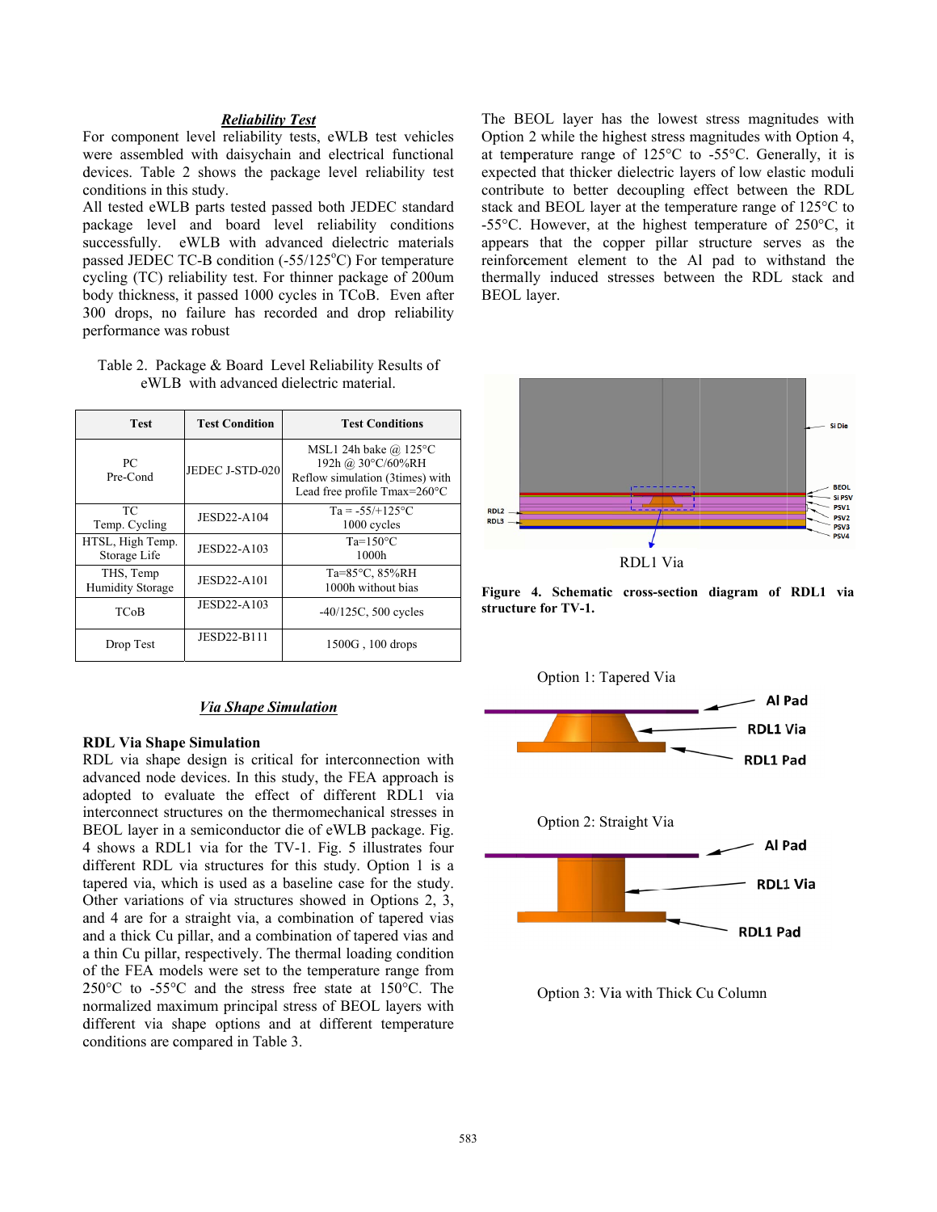### *Reliability Test*

For component level reliability tests, eWLB test vehicles were assembled with daisychain and electrical functional devices. Table 2 shows the package level reliability test conditions in this study.

All tested eWLB parts tested passed both JEDEC standard package level and board level reliability conditions successfully. eWLB with advanced dielectric materials passed JEDEC TC-B condition (-55/125°C) For temperature cycling (TC) reliability test. For thinner package of 200um body thickness, it passed 1000 cycles in TCoB. Even after 300 drops, no failure has recorded and drop reliability performance was robust

Table 2. Package & Board Level Reliability Results of eWLB with advanced dielectric material.

| Test | Test Condition | Test Conditions |
|---|---|---|
| PC<br>Pre-Cond | JEDEC J-STD-020 | MSL1 24h bake @ 125°C<br>192h @ 30°C/60%RH<br>Reflow simulation (3times) with Lead free profile Tmax=260°C |
| TC<br>Temp. Cycling | JESD22-A104 | Ta = -55/+125°C<br>1000 cycles |
| HTSL, High Temp. Storage Life | JESD22-A103 | Ta=150°C<br>1000h |
| THS, Temp Humidity Storage | JESD22-A101 | Ta=85°C, 85%RH<br>1000h without bias |
| TCoB | JESD22-A103 | -40/125C, 500 cycles |
| Drop Test | JESD22-B111 | 1500G , 100 drops |

### *Via Shape Simulation*

**RDL Via Shape Simulation**

RDL via shape design is critical for interconnection with advanced node devices. In this study, the FEA approach is adopted to evaluate the effect of different RDL1 via interconnect structures on the thermomechanical stresses in BEOL layer in a semiconductor die of eWLB package. Fig. 4 shows a RDL1 via for the TV-1. Fig. 5 illustrates four different RDL via structures for this study. Option 1 is a tapered via, which is used as a baseline case for the study. Other variations of via structures showed in Options 2, 3, and 4 are for a straight via, a combination of tapered vias and a thick Cu pillar, and a combination of tapered vias and a thin Cu pillar, respectively. The thermal loading condition of the FEA models were set to the temperature range from 250°C to -55°C and the stress free state at 150°C. The normalized maximum principal stress of BEOL layers with different via shape options and at different temperature conditions are compared in Table 3.

The BEOL layer has the lowest stress magnitudes with Option 2 while the highest stress magnitudes with Option 4, at temperature range of 125°C to -55°C. Generally, it is expected that thicker dielectric layers of low elastic moduli contribute to better decoupling effect between the RDL stack and BEOL layer at the temperature range of 125°C to -55°C. However, at the highest temperature of 250°C, it appears that the copper pillar structure serves as the reinforcement element to the Al pad to withstand the thermally induced stresses between the RDL stack and BEOL layer.

Si Die, BEOL, Si PSV, PSV1, PSV2, PSV3, PSV4, RDL2, RDL3

RDL1 Via

**Figure 4. Schematic cross-section diagram of RDL1 via structure for TV-1.**

Option 1: Tapered Via

Al Pad, RDL1 Via, RDL1 Pad

Option 2: Straight Via

Al Pad, RDL1 Via, RDL1 Pad

Option 3: Via with Thick Cu Column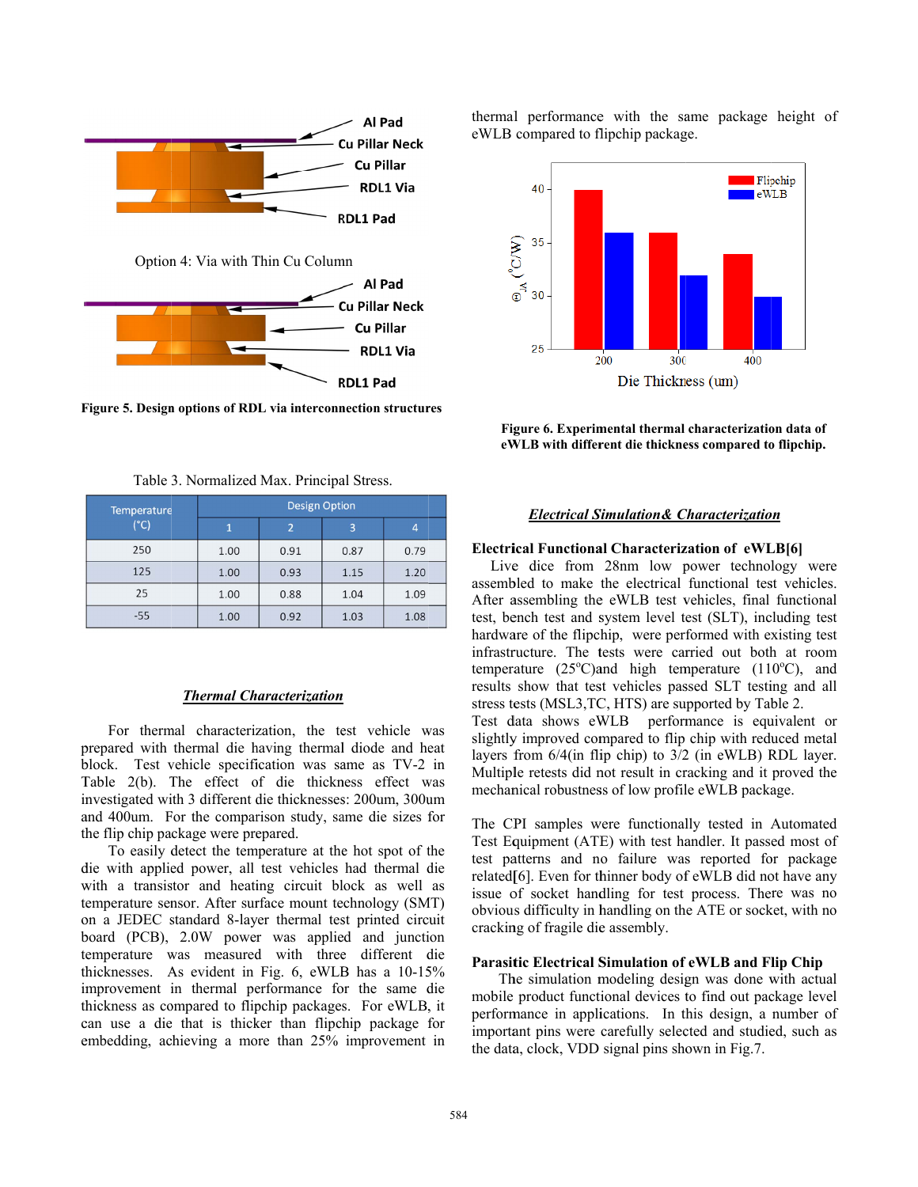Option 4: Via with Thin Cu Column

**Figure 5. Design options of RDL via interconnection structures**

Table 3. Normalized Max. Principal Stress.

| Temperature (°C) | Design Option | | | |
|---|---|---|---|---|
| | 1 | 2 | 3 | 4 |
| 250 | 1.00 | 0.91 | 0.87 | 0.79 |
| 125 | 1.00 | 0.93 | 1.15 | 1.20 |
| 25 | 1.00 | 0.88 | 1.04 | 1.09 |
| -55 | 1.00 | 0.92 | 1.03 | 1.08 |

## *Thermal Characterization*

For thermal characterization, the test vehicle was prepared with thermal die having thermal diode and heat block. Test vehicle specification was same as TV-2 in Table 2(b). The effect of die thickness effect was investigated with 3 different die thicknesses: 200um, 300um and 400um. For the comparison study, same die sizes for the flip chip package were prepared.

To easily detect the temperature at the hot spot of the die with applied power, all test vehicles had thermal die with a transistor and heating circuit block as well as temperature sensor. After surface mount technology (SMT) on a JEDEC standard 8-layer thermal test printed circuit board (PCB), 2.0W power was applied and junction temperature was measured with three different die thicknesses. As evident in Fig. 6, eWLB has a 10-15% improvement in thermal performance for the same die thickness as compared to flipchip packages. For eWLB, it can use a die that is thicker than flipchip package for embedding, achieving a more than 25% improvement in thermal performance with the same package height of eWLB compared to flipchip package.

**Figure 6. Experimental thermal characterization data of eWLB with different die thickness compared to flipchip.**

## *Electrical Simulation& Characterization*

### Electrical Functional Characterization of eWLB[6]

Live dice from 28nm low power technology were assembled to make the electrical functional test vehicles. After assembling the eWLB test vehicles, final functional test, bench test and system level test (SLT), including test hardware of the flipchip, were performed with existing test infrastructure. The tests were carried out both at room temperature (25$^{o}$C)and high temperature (110$^{o}$C), and results show that test vehicles passed SLT testing and all stress tests (MSL3,TC, HTS) are supported by Table 2.
Test data shows eWLB performance is equivalent or slightly improved compared to flip chip with reduced metal layers from 6/4(in flip chip) to 3/2 (in eWLB) RDL layer. Multiple retests did not result in cracking and it proved the mechanical robustness of low profile eWLB package.

The CPI samples were functionally tested in Automated Test Equipment (ATE) with test handler. It passed most of test patterns and no failure was reported for package related[6]. Even for thinner body of eWLB did not have any issue of socket handling for test process. There was no obvious difficulty in handling on the ATE or socket, with no cracking of fragile die assembly.

### Parasitic Electrical Simulation of eWLB and Flip Chip

The simulation modeling design was done with actual mobile product functional devices to find out package level performance in applications. In this design, a number of important pins were carefully selected and studied, such as the data, clock, VDD signal pins shown in Fig.7.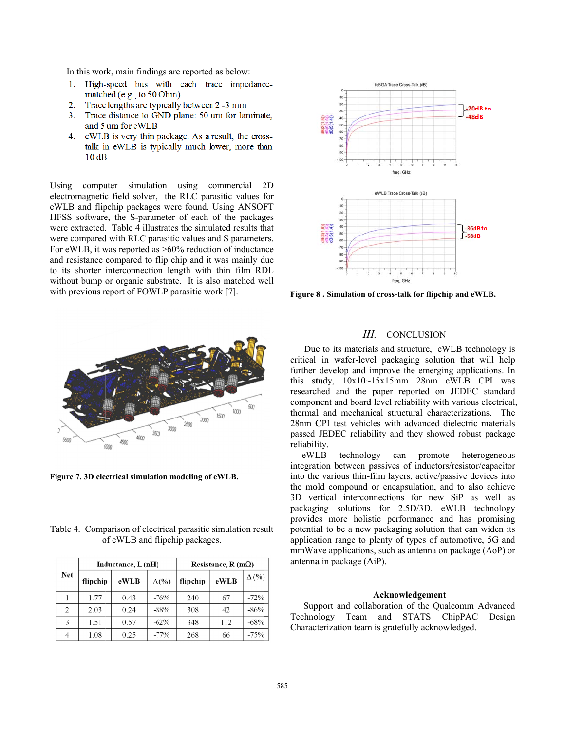In this work, main findings are reported as below:

1. High-speed bus with each trace impedance-matched (e.g., to 50 Ohm)
2. Trace lengths are typically between 2 -3 mm
3. Trace distance to GND plane: 50 um for laminate, and 5 um for eWLB
4. eWLB is very thin package. As a result, the cross-talk in eWLB is typically much lower, more than 10 dB

Using computer simulation using commercial 2D electromagnetic field solver, the RLC parasitic values for eWLB and flipchip packages were found. Using ANSOFT HFSS software, the S-parameter of each of the packages were extracted. Table 4 illustrates the simulated results that were compared with RLC parasitic values and S parameters. For eWLB, it was reported as >60% reduction of inductance and resistance compared to flip chip and it was mainly due to its shorter interconnection length with thin film RDL without bump or organic substrate. It is also matched well with previous report of FOWLP parasitic work [7].

**Figure 7. 3D electrical simulation modeling of eWLB.**

Table 4. Comparison of electrical parasitic simulation result of eWLB and flipchip packages.

| Net | Inductance, L (nH) | | | Resistance, R (mΩ) | | |
|---|---|---|---|---|---|---|
| | flipchip | eWLB | Δ(%) | flipchip | eWLB | Δ (%) |
| 1 | 1.77 | 0.43 | -76% | 240 | 67 | -72% |
| 2 | 2.03 | 0.24 | -88% | 308 | 42 | -86% |
| 3 | 1.51 | 0.57 | -62% | 348 | 112 | -68% |
| 4 | 1.08 | 0.25 | -77% | 268 | 66 | -75% |

**Figure 8 . Simulation of cross-talk for flipchip and eWLB.**

## III. CONCLUSION

Due to its materials and structure, eWLB technology is critical in wafer-level packaging solution that will help further develop and improve the emerging applications. In this study, 10x10~15x15mm 28nm eWLB CPI was researched and the paper reported on JEDEC standard component and board level reliability with various electrical, thermal and mechanical structural characterizations. The 28nm CPI test vehicles with advanced dielectric materials passed JEDEC reliability and they showed robust package reliability.

eWLB technology can promote heterogeneous integration between passives of inductors/resistor/capacitor into the various thin-film layers, active/passive devices into the mold compound or encapsulation, and to also achieve 3D vertical interconnections for new SiP as well as packaging solutions for 2.5D/3D. eWLB technology provides more holistic performance and has promising potential to be a new packaging solution that can widen its application range to plenty of types of automotive, 5G and mmWave applications, such as antenna on package (AoP) or antenna in package (AiP).

### Acknowledgement

Support and collaboration of the Qualcomm Advanced Technology Team and STATS ChipPAC Design Characterization team is gratefully acknowledged.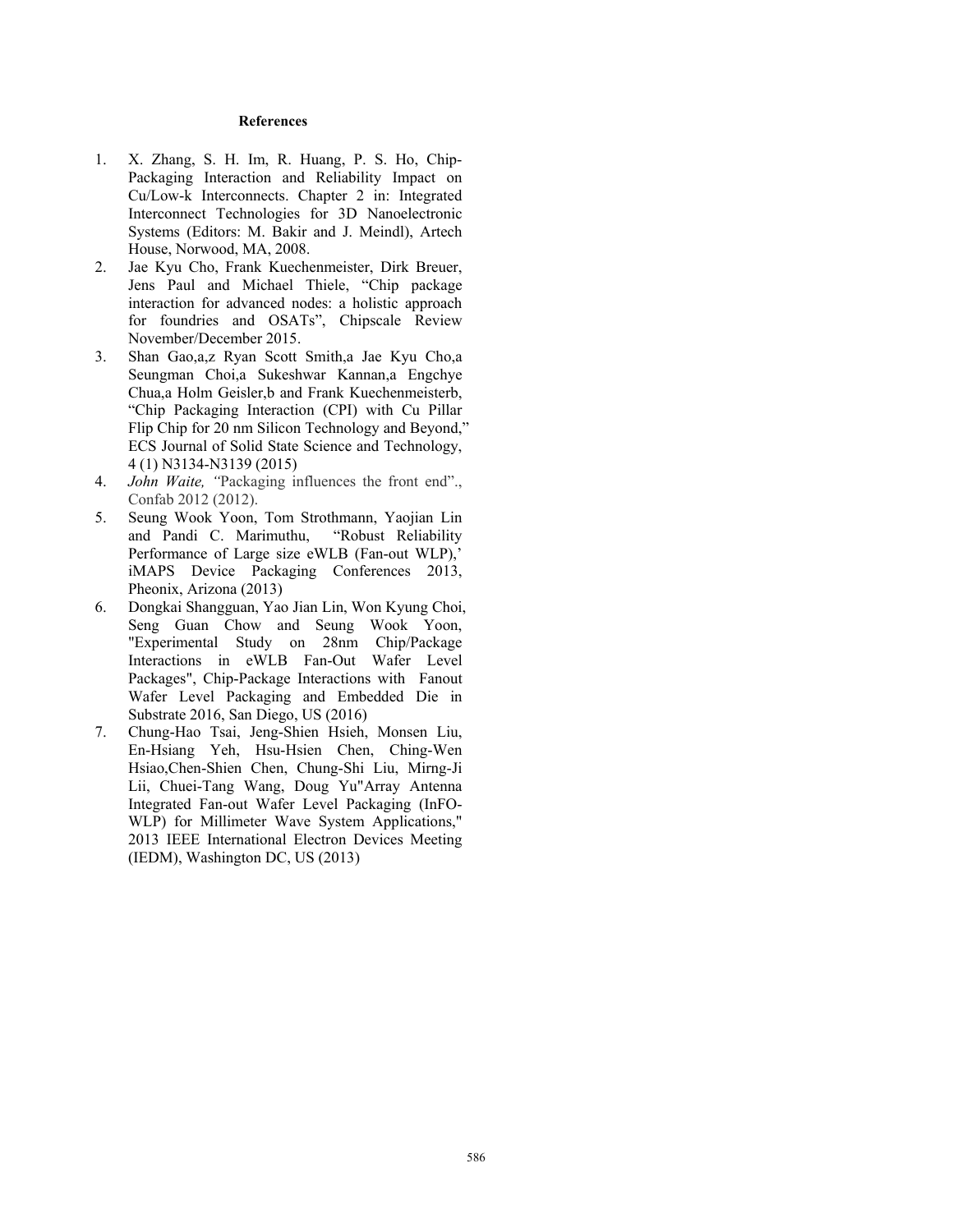**References**

1. X. Zhang, S. H. Im, R. Huang, P. S. Ho, Chip-Packaging Interaction and Reliability Impact on Cu/Low-k Interconnects. Chapter 2 in: Integrated Interconnect Technologies for 3D Nanoelectronic Systems (Editors: M. Bakir and J. Meindl), Artech House, Norwood, MA, 2008.
2. Jae Kyu Cho, Frank Kuechenmeister, Dirk Breuer, Jens Paul and Michael Thiele, "Chip package interaction for advanced nodes: a holistic approach for foundries and OSATs", Chipscale Review November/December 2015.
3. Shan Gao,a,z Ryan Scott Smith,a Jae Kyu Cho,a Seungman Choi,a Sukeshwar Kannan,a Engchye Chua,a Holm Geisler,b and Frank Kuechenmeisterb, "Chip Packaging Interaction (CPI) with Cu Pillar Flip Chip for 20 nm Silicon Technology and Beyond," ECS Journal of Solid State Science and Technology, 4 (1) N3134-N3139 (2015)
4. *John Waite, "*Packaging influences the front end"., Confab 2012 (2012).
5. Seung Wook Yoon, Tom Strothmann, Yaojian Lin and Pandi C. Marimuthu, "Robust Reliability Performance of Large size eWLB (Fan-out WLP),' iMAPS Device Packaging Conferences 2013, Pheonix, Arizona (2013)
6. Dongkai Shangguan, Yao Jian Lin, Won Kyung Choi, Seng Guan Chow and Seung Wook Yoon, "Experimental Study on 28nm Chip/Package Interactions in eWLB Fan-Out Wafer Level Packages", Chip-Package Interactions with Fanout Wafer Level Packaging and Embedded Die in Substrate 2016, San Diego, US (2016)
7. Chung-Hao Tsai, Jeng-Shien Hsieh, Monsen Liu, En-Hsiang Yeh, Hsu-Hsien Chen, Ching-Wen Hsiao,Chen-Shien Chen, Chung-Shi Liu, Mirng-Ji Lii, Chuei-Tang Wang, Doug Yu"Array Antenna Integrated Fan-out Wafer Level Packaging (InFO-WLP) for Millimeter Wave System Applications," 2013 IEEE International Electron Devices Meeting (IEDM), Washington DC, US (2013)